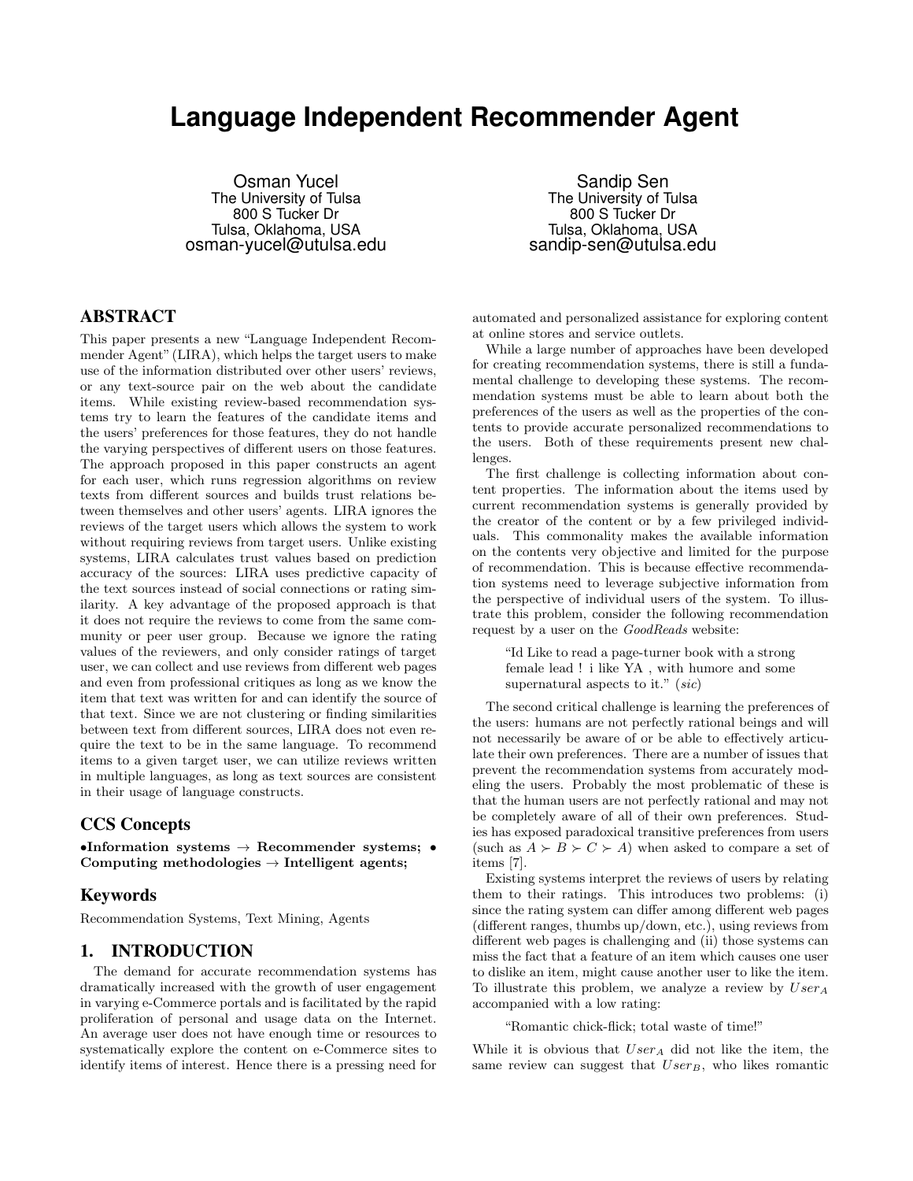# Language Independent Recommender Agent

Osman Yucel
The University of Tulsa
800 S Tucker Dr
Tulsa, Oklahoma, USA
osman-yucel@utulsa.edu

Sandip Sen
The University of Tulsa
800 S Tucker Dr
Tulsa, Oklahoma, USA
sandip-sen@utulsa.edu

## ABSTRACT

This paper presents a new "Language Independent Recommender Agent" (LIRA), which helps the target users to make use of the information distributed over other users' reviews, or any text-source pair on the web about the candidate items. While existing review-based recommendation systems try to learn the features of the candidate items and the users' preferences for those features, they do not handle the varying perspectives of different users on those features. The approach proposed in this paper constructs an agent for each user, which runs regression algorithms on review texts from different sources and builds trust relations between themselves and other users' agents. LIRA ignores the reviews of the target users which allows the system to work without requiring reviews from target users. Unlike existing systems, LIRA calculates trust values based on prediction accuracy of the sources: LIRA uses predictive capacity of the text sources instead of social connections or rating similarity. A key advantage of the proposed approach is that it does not require the reviews to come from the same community or peer user group. Because we ignore the rating values of the reviewers, and only consider ratings of target user, we can collect and use reviews from different web pages and even from professional critiques as long as we know the item that text was written for and can identify the source of that text. Since we are not clustering or finding similarities between text from different sources, LIRA does not even require the text to be in the same language. To recommend items to a given target user, we can utilize reviews written in multiple languages, as long as text sources are consistent in their usage of language constructs.

## CCS Concepts

**•Information systems → Recommender systems; • Computing methodologies → Intelligent agents;**

## Keywords

Recommendation Systems, Text Mining, Agents

## 1. INTRODUCTION

The demand for accurate recommendation systems has dramatically increased with the growth of user engagement in varying e-Commerce portals and is facilitated by the rapid proliferation of personal and usage data on the Internet. An average user does not have enough time or resources to systematically explore the content on e-Commerce sites to identify items of interest. Hence there is a pressing need for automated and personalized assistance for exploring content at online stores and service outlets.

While a large number of approaches have been developed for creating recommendation systems, there is still a fundamental challenge to developing these systems. The recommendation systems must be able to learn about both the preferences of the users as well as the properties of the contents to provide accurate personalized recommendations to the users. Both of these requirements present new challenges.

The first challenge is collecting information about content properties. The information about the items used by current recommendation systems is generally provided by the creator of the content or by a few privileged individuals. This commonality makes the available information on the contents very objective and limited for the purpose of recommendation. This is because effective recommendation systems need to leverage subjective information from the perspective of individual users of the system. To illustrate this problem, consider the following recommendation request by a user on the *GoodReads* website:

> "Id Like to read a page-turner book with a strong female lead ! i like YA , with humore and some supernatural aspects to it." (*sic*)

The second critical challenge is learning the preferences of the users: humans are not perfectly rational beings and will not necessarily be aware of or be able to effectively articulate their own preferences. There are a number of issues that prevent the recommendation systems from accurately modeling the users. Probably the most problematic of these is that the human users are not perfectly rational and may not be completely aware of all of their own preferences. Studies has exposed paradoxical transitive preferences from users (such as $A \succ B \succ C \succ A$) when asked to compare a set of items [7].

Existing systems interpret the reviews of users by relating them to their ratings. This introduces two problems: (i) since the rating system can differ among different web pages (different ranges, thumbs up/down, etc.), using reviews from different web pages is challenging and (ii) those systems can miss the fact that a feature of an item which causes one user to dislike an item, might cause another user to like the item. To illustrate this problem, we analyze a review by $User_A$ accompanied with a low rating:

> "Romantic chick-flick; total waste of time!"

While it is obvious that $User_A$ did not like the item, the same review can suggest that $User_B$, who likes romantic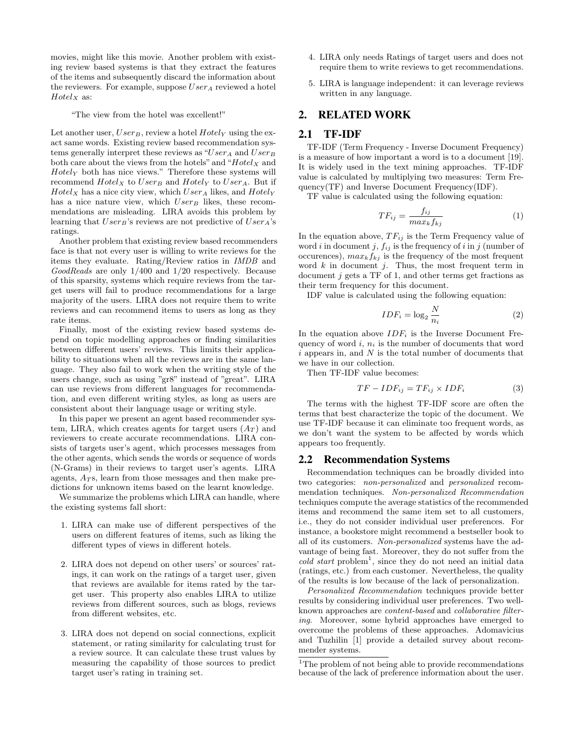movies, might like this movie. Another problem with existing review based systems is that they extract the features of the items and subsequently discard the information about the reviewers. For example, suppose $User_A$ reviewed a hotel $Hotel_X$ as:

> "The view from the hotel was excellent!"

Let another user, $User_B$, review a hotel $Hotel_Y$ using the exact same words. Existing review based recommendation systems generally interpret these reviews as "$User_A$ and $User_B$ both care about the views from the hotels" and "$Hotel_X$ and $Hotel_Y$ both has nice views." Therefore these systems will recommend $Hotel_X$ to $User_B$ and $Hotel_Y$ to $User_A$. But if $Hotel_X$ has a nice city view, which $User_A$ likes, and $Hotel_Y$ has a nice nature view, which $User_B$ likes, these recommendations are misleading. LIRA avoids this problem by learning that $User_B$'s reviews are not predictive of $User_A$'s ratings.

Another problem that existing review based recommenders face is that not every user is willing to write reviews for the items they evaluate. Rating/Review ratios in *IMDB* and *GoodReads* are only 1/400 and 1/20 respectively. Because of this sparsity, systems which require reviews from the target users will fail to produce recommendations for a large majority of the users. LIRA does not require them to write reviews and can recommend items to users as long as they rate items.

Finally, most of the existing review based systems depend on topic modelling approaches or finding similarities between different users' reviews. This limits their applicability to situations when all the reviews are in the same language. They also fail to work when the writing style of the users change, such as using "gr8" instead of "great". LIRA can use reviews from different languages for recommendation, and even different writing styles, as long as users are consistent about their language usage or writing style.

In this paper we present an agent based recommender system, LIRA, which creates agents for target users ($A_T$) and reviewers to create accurate recommendations. LIRA consists of targets user's agent, which processes messages from the other agents, which sends the words or sequence of words (N-Grams) in their reviews to target user's agents. LIRA agents, $A_T$s, learn from those messages and then make predictions for unknown items based on the learnt knowledge.

We summarize the problems which LIRA can handle, where the existing systems fall short:

1. LIRA can make use of different perspectives of the users on different features of items, such as liking the different types of views in different hotels.
2. LIRA does not depend on other users' or sources' ratings, it can work on the ratings of a target user, given that reviews are available for items rated by the target user. This property also enables LIRA to utilize reviews from different sources, such as blogs, reviews from different websites, etc.
3. LIRA does not depend on social connections, explicit statement, or rating similarity for calculating trust for a review source. It can calculate these trust values by measuring the capability of those sources to predict target user's rating in training set.
4. LIRA only needs Ratings of target users and does not require them to write reviews to get recommendations.
5. LIRA is language independent: it can leverage reviews written in any language.

## 2. RELATED WORK

### 2.1 TF-IDF

TF-IDF (Term Frequency - Inverse Document Frequency) is a measure of how important a word is to a document [19]. It is widely used in the text mining approaches. TF-IDF value is calculated by multiplying two measures: Term Frequency(TF) and Inverse Document Frequency(IDF).

TF value is calculated using the following equation:

$$TF_{ij} = \frac{f_{ij}}{max_k f_{kj}} \tag{1}$$

In the equation above, $TF_{ij}$ is the Term Frequency value of word $i$ in document $j$, $f_{ij}$ is the frequency of $i$ in $j$ (number of occurences), $max_k f_{kj}$ is the frequency of the most frequent word $k$ in document $j$. Thus, the most frequent term in document $j$ gets a TF of 1, and other terms get fractions as their term frequency for this document.

IDF value is calculated using the following equation:

$$IDF_i = \log_2 \frac{N}{n_i} \tag{2}$$

In the equation above $IDF_i$ is the Inverse Document Frequency of word $i$, $n_i$ is the number of documents that word $i$ appears in, and $N$ is the total number of documents that we have in our collection.

Then TF-IDF value becomes:

$$TF-IDF_{ij} = TF_{ij} \times IDF_i \tag{3}$$

The terms with the highest TF-IDF score are often the terms that best characterize the topic of the document. We use TF-IDF because it can eliminate too frequent words, as we don't want the system to be affected by words which appears too frequently.

### 2.2 Recommendation Systems

Recommendation techniques can be broadly divided into two categories: *non-personalized* and *personalized* recommendation techniques. *Non-personalized Recommendation* techniques compute the average statistics of the recommended items and recommend the same item set to all customers, i.e., they do not consider individual user preferences. For instance, a bookstore might recommend a bestseller book to all of its customers. *Non-personalized* systems have the advantage of being fast. Moreover, they do not suffer from the *cold start* problem[1], since they do not need an initial data (ratings, etc.) from each customer. Nevertheless, the quality of the results is low because of the lack of personalization.

*Personalized Recommendation* techniques provide better results by considering individual user preferences. Two well-known approaches are *content-based* and *collaborative filtering*. Moreover, some hybrid approaches have emerged to overcome the problems of these approaches. Adomavicius and Tuzhilin [1] provide a detailed survey about recommender systems.

[1]The problem of not being able to provide recommendations because of the lack of preference information about the user.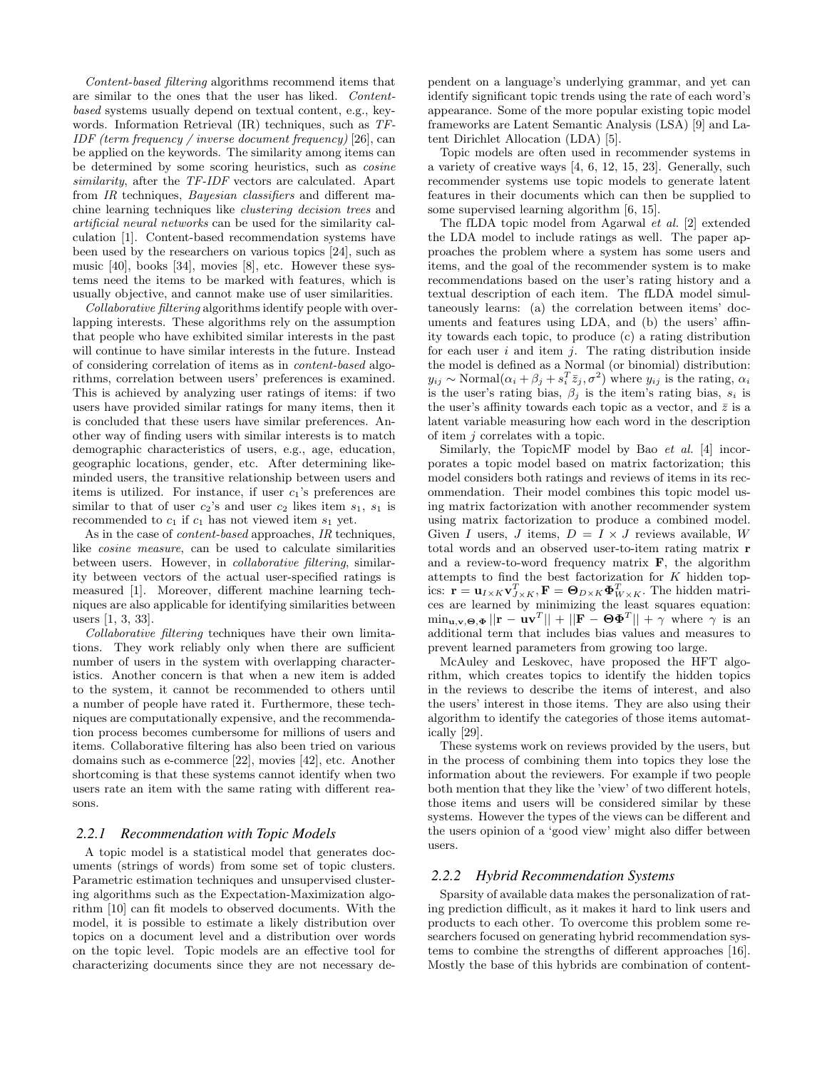*Content-based filtering* algorithms recommend items that are similar to the ones that the user has liked. *Content-based* systems usually depend on textual content, e.g., keywords. Information Retrieval (IR) techniques, such as *TF-IDF (term frequency / inverse document frequency)* [26], can be applied on the keywords. The similarity among items can be determined by some scoring heuristics, such as *cosine similarity*, after the *TF-IDF* vectors are calculated. Apart from *IR* techniques, *Bayesian classifiers* and different machine learning techniques like *clustering decision trees* and *artificial neural networks* can be used for the similarity calculation [1]. Content-based recommendation systems have been used by the researchers on various topics [24], such as music [40], books [34], movies [8], etc. However these systems need the items to be marked with features, which is usually objective, and cannot make use of user similarities.

*Collaborative filtering* algorithms identify people with overlapping interests. These algorithms rely on the assumption that people who have exhibited similar interests in the past will continue to have similar interests in the future. Instead of considering correlation of items as in *content-based* algorithms, correlation between users' preferences is examined. This is achieved by analyzing user ratings of items: if two users have provided similar ratings for many items, then it is concluded that these users have similar preferences. Another way of finding users with similar interests is to match demographic characteristics of users, e.g., age, education, geographic locations, gender, etc. After determining like-minded users, the transitive relationship between users and items is utilized. For instance, if user $c_1$'s preferences are similar to that of user $c_2$'s and user $c_2$ likes item $s_1$, $s_1$ is recommended to $c_1$ if $c_1$ has not viewed item $s_1$ yet.

As in the case of *content-based* approaches, *IR* techniques, like *cosine measure*, can be used to calculate similarities between users. However, in *collaborative filtering*, similarity between vectors of the actual user-specified ratings is measured [1]. Moreover, different machine learning techniques are also applicable for identifying similarities between users [1, 3, 33].

*Collaborative filtering* techniques have their own limitations. They work reliably only when there are sufficient number of users in the system with overlapping characteristics. Another concern is that when a new item is added to the system, it cannot be recommended to others until a number of people have rated it. Furthermore, these techniques are computationally expensive, and the recommendation process becomes cumbersome for millions of users and items. Collaborative filtering has also been tried on various domains such as e-commerce [22], movies [42], etc. Another shortcoming is that these systems cannot identify when two users rate an item with the same rating with different reasons.

### 2.2.1 Recommendation with Topic Models

A topic model is a statistical model that generates documents (strings of words) from some set of topic clusters. Parametric estimation techniques and unsupervised clustering algorithms such as the Expectation-Maximization algorithm [10] can fit models to observed documents. With the model, it is possible to estimate a likely distribution over topics on a document level and a distribution over words on the topic level. Topic models are an effective tool for characterizing documents since they are not necessary dependent on a language's underlying grammar, and yet can identify significant topic trends using the rate of each word's appearance. Some of the more popular existing topic model frameworks are Latent Semantic Analysis (LSA) [9] and Latent Dirichlet Allocation (LDA) [5].

Topic models are often used in recommender systems in a variety of creative ways [4, 6, 12, 15, 23]. Generally, such recommender systems use topic models to generate latent features in their documents which can then be supplied to some supervised learning algorithm [6, 15].

The fLDA topic model from Agarwal *et al.* [2] extended the LDA model to include ratings as well. The paper approaches the problem where a system has some users and items, and the goal of the recommender system is to make recommendations based on the user's rating history and a textual description of each item. The fLDA model simultaneously learns: (a) the correlation between items' documents and features using LDA, and (b) the users' affinity towards each topic, to produce (c) a rating distribution for each user $i$ and item $j$. The rating distribution inside the model is defined as a Normal (or binomial) distribution: $y_{ij} \sim \text{Normal}(\alpha_i + \beta_j + s_i^T \bar{z}_j, \sigma^2)$ where $y_{ij}$ is the rating, $\alpha_i$ is the user's rating bias, $\beta_j$ is the item's rating bias, $s_i$ is the user's affinity towards each topic as a vector, and $\bar{z}$ is a latent variable measuring how each word in the description of item $j$ correlates with a topic.

Similarly, the TopicMF model by Bao *et al.* [4] incorporates a topic model based on matrix factorization; this model considers both ratings and reviews of items in its recommendation. Their model combines this topic model using matrix factorization with another recommender system using matrix factorization to produce a combined model. Given $I$ users, $J$ items, $D = I \times J$ reviews available, $W$ total words and an observed user-to-item rating matrix $\mathbf{r}$ and a review-to-word frequency matrix $\mathbf{F}$, the algorithm attempts to find the best factorization for $K$ hidden topics: $\mathbf{r} = \mathbf{u}_{I\times K}\mathbf{v}_{J\times K}^T, \mathbf{F} = \mathbf{\Theta}_{D\times K}\mathbf{\Phi}_{W\times K}^T$. The hidden matrices are learned by minimizing the least squares equation: $\min_{\mathbf{u},\mathbf{v},\mathbf{\Theta},\mathbf{\Phi}} ||\mathbf{r} - \mathbf{u}\mathbf{v}^T|| + ||\mathbf{F} - \mathbf{\Theta}\mathbf{\Phi}^T|| + \gamma$ where $\gamma$ is an additional term that includes bias values and measures to prevent learned parameters from growing too large.

McAuley and Leskovec, have proposed the HFT algorithm, which creates topics to identify the hidden topics in the reviews to describe the items of interest, and also the users' interest in those items. They are also using their algorithm to identify the categories of those items automatically [29].

These systems work on reviews provided by the users, but in the process of combining them into topics they lose the information about the reviewers. For example if two people both mention that they like the 'view' of two different hotels, those items and users will be considered similar by these systems. However the types of the views can be different and the users opinion of a 'good view' might also differ between users.

### 2.2.2 Hybrid Recommendation Systems

Sparsity of available data makes the personalization of rating prediction difficult, as it makes it hard to link users and products to each other. To overcome this problem some researchers focused on generating hybrid recommendation systems to combine the strengths of different approaches [16]. Mostly the base of this hybrids are combination of content-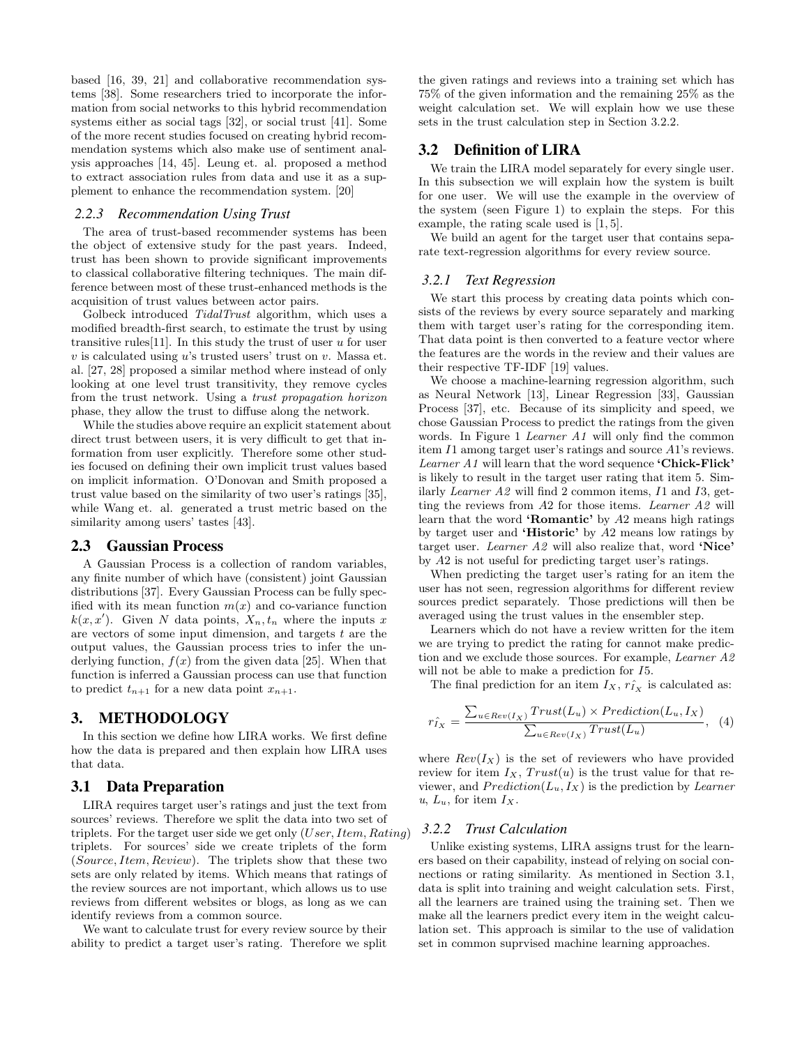based [16, 39, 21] and collaborative recommendation systems [38]. Some researchers tried to incorporate the information from social networks to this hybrid recommendation systems either as social tags [32], or social trust [41]. Some of the more recent studies focused on creating hybrid recommendation systems which also make use of sentiment analysis approaches [14, 45]. Leung et. al. proposed a method to extract association rules from data and use it as a supplement to enhance the recommendation system. [20]

#### 2.2.3 Recommendation Using Trust

The area of trust-based recommender systems has been the object of extensive study for the past years. Indeed, trust has been shown to provide significant improvements to classical collaborative filtering techniques. The main difference between most of these trust-enhanced methods is the acquisition of trust values between actor pairs.

Golbeck introduced *TidalTrust* algorithm, which uses a modified breadth-first search, to estimate the trust by using transitive rules[11]. In this study the trust of user $u$ for user $v$ is calculated using $u$'s trusted users' trust on $v$. Massa et. al. [27, 28] proposed a similar method where instead of only looking at one level trust transitivity, they remove cycles from the trust network. Using a *trust propagation horizon* phase, they allow the trust to diffuse along the network.

While the studies above require an explicit statement about direct trust between users, it is very difficult to get that information from user explicitly. Therefore some other studies focused on defining their own implicit trust values based on implicit information. O'Donovan and Smith proposed a trust value based on the similarity of two user's ratings [35], while Wang et. al. generated a trust metric based on the similarity among users' tastes [43].

### 2.3 Gaussian Process

A Gaussian Process is a collection of random variables, any finite number of which have (consistent) joint Gaussian distributions [37]. Every Gaussian Process can be fully specified with its mean function $m(x)$ and co-variance function $k(x, x')$. Given $N$ data points, $X_n, t_n$ where the inputs $x$ are vectors of some input dimension, and targets $t$ are the output values, the Gaussian process tries to infer the underlying function, $f(x)$ from the given data [25]. When that function is inferred a Gaussian process can use that function to predict $t_{n+1}$ for a new data point $x_{n+1}$.

## 3. METHODOLOGY

In this section we define how LIRA works. We first define how the data is prepared and then explain how LIRA uses that data.

### 3.1 Data Preparation

LIRA requires target user's ratings and just the text from sources' reviews. Therefore we split the data into two set of triplets. For the target user side we get only $(User, Item, Rating)$ triplets. For sources' side we create triplets of the form $(Source, Item, Review)$. The triplets show that these two sets are only related by items. Which means that ratings of the review sources are not important, which allows us to use reviews from different websites or blogs, as long as we can identify reviews from a common source.

We want to calculate trust for every review source by their ability to predict a target user's rating. Therefore we split the given ratings and reviews into a training set which has 75% of the given information and the remaining 25% as the weight calculation set. We will explain how we use these sets in the trust calculation step in Section 3.2.2.

### 3.2 Definition of LIRA

We train the LIRA model separately for every single user. In this subsection we will explain how the system is built for one user. We will use the example in the overview of the system (seen Figure 1) to explain the steps. For this example, the rating scale used is $[1, 5]$.

We build an agent for the target user that contains separate text-regression algorithms for every review source.

#### 3.2.1 Text Regression

We start this process by creating data points which consists of the reviews by every source separately and marking them with target user's rating for the corresponding item. That data point is then converted to a feature vector where the features are the words in the review and their values are their respective TF-IDF [19] values.

We choose a machine-learning regression algorithm, such as Neural Network [13], Linear Regression [33], Gaussian Process [37], etc. Because of its simplicity and speed, we chose Gaussian Process to predict the ratings from the given words. In Figure 1 *Learner A1* will only find the common item $I1$ among target user's ratings and source $A1$'s reviews. *Learner A1* will learn that the word sequence **'Chick-Flick'** is likely to result in the target user rating that item 5. Similarly *Learner A2* will find 2 common items, $I1$ and $I3$, getting the reviews from $A2$ for those items. *Learner A2* will learn that the word **'Romantic'** by $A2$ means high ratings by target user and **'Historic'** by $A2$ means low ratings by target user. *Learner A2* will also realize that, word **'Nice'** by $A2$ is not useful for predicting target user's ratings.

When predicting the target user's rating for an item the user has not seen, regression algorithms for different review sources predict separately. Those predictions will then be averaged using the trust values in the ensembler step.

Learners which do not have a review written for the item we are trying to predict the rating for cannot make prediction and we exclude those sources. For example, *Learner A2* will not be able to make a prediction for $I5$.

The final prediction for an item $I_X$, $\hat{r_{I_X}}$ is calculated as:

$$\hat{r_{I_X}} = \frac{\sum_{u \in Rev(I_X)} Trust(L_u) \times Prediction(L_u, I_X)}{\sum_{u \in Rev(I_X)} Trust(L_u)}, \quad (4)$$

where $Rev(I_X)$ is the set of reviewers who have provided review for item $I_X$, $Trust(u)$ is the trust value for that reviewer, and $Prediction(L_u, I_X)$ is the prediction by *Learner* $u$, $L_u$, for item $I_X$.

#### 3.2.2 Trust Calculation

Unlike existing systems, LIRA assigns trust for the learners based on their capability, instead of relying on social connections or rating similarity. As mentioned in Section 3.1, data is split into training and weight calculation sets. First, all the learners are trained using the training set. Then we make all the learners predict every item in the weight calculation set. This approach is similar to the use of validation set in common suprvised machine learning approaches.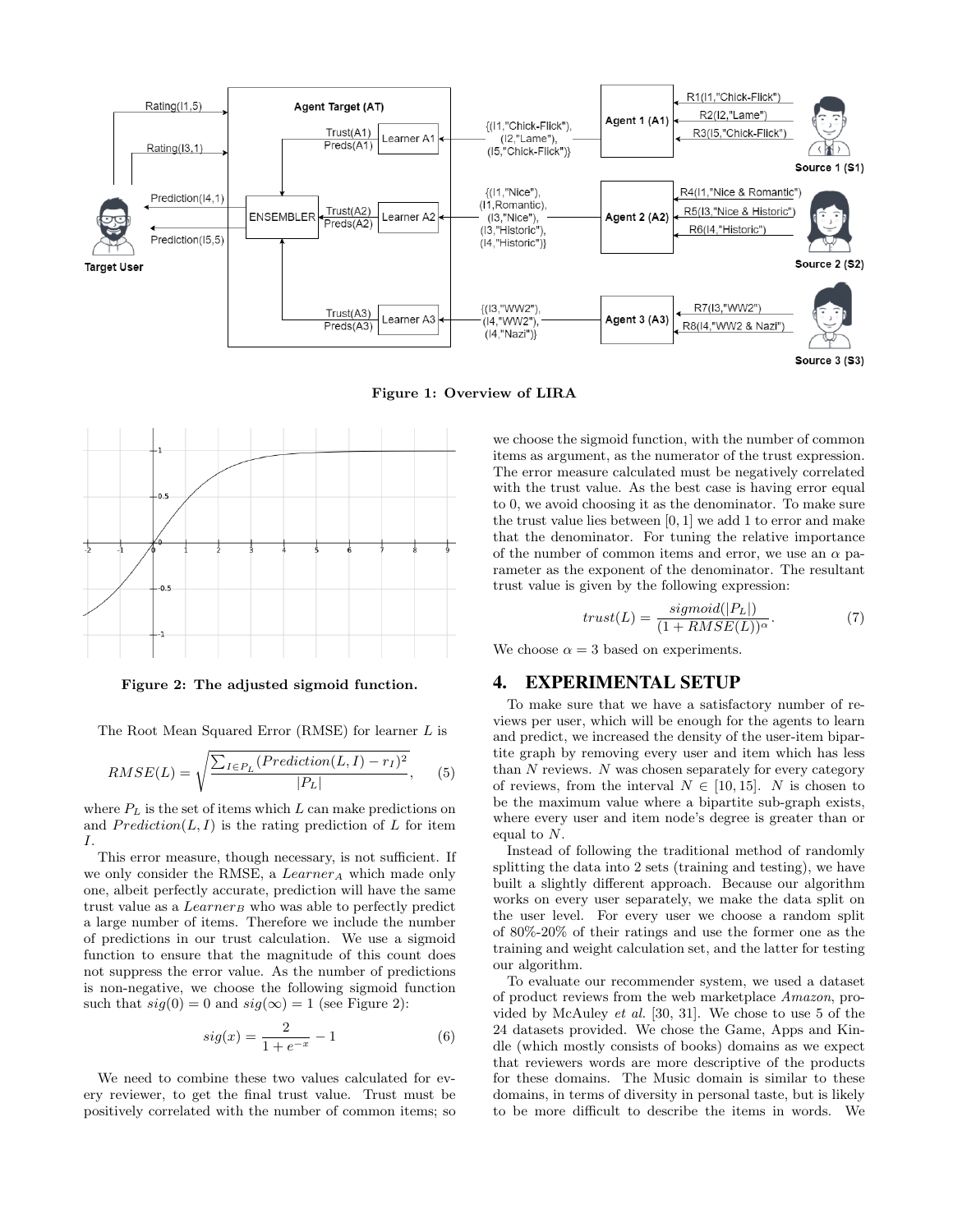Figure 1: Overview of LIRA

Figure 2: The adjusted sigmoid function.

The Root Mean Squared Error (RMSE) for learner $L$ is

$$RMSE(L) = \sqrt{\frac{\sum_{I \in P_L} (Prediction(L, I) - r_I)^2}{|P_L|}}, \quad (5)$$

where $P_L$ is the set of items which $L$ can make predictions on and $Prediction(L, I)$ is the rating prediction of $L$ for item $I$.

This error measure, though necessary, is not sufficient. If we only consider the RMSE, a $Learner_A$ which made only one, albeit perfectly accurate, prediction will have the same trust value as a $Learner_B$ who was able to perfectly predict a large number of items. Therefore we include the number of predictions in our trust calculation. We use a sigmoid function to ensure that the magnitude of this count does not suppress the error value. As the number of predictions is non-negative, we choose the following sigmoid function such that $sig(0) = 0$ and $sig(\infty) = 1$ (see Figure 2):

$$sig(x) = \frac{2}{1 + e^{-x}} - 1 \quad (6)$$

We need to combine these two values calculated for every reviewer, to get the final trust value. Trust must be positively correlated with the number of common items; so we choose the sigmoid function, with the number of common items as argument, as the numerator of the trust expression. The error measure calculated must be negatively correlated with the trust value. As the best case is having error equal to 0, we avoid choosing it as the denominator. To make sure the trust value lies between $[0, 1]$ we add 1 to error and make that the denominator. For tuning the relative importance of the number of common items and error, we use an $\alpha$ parameter as the exponent of the denominator. The resultant trust value is given by the following expression:

$$trust(L) = \frac{sigmoid(|P_L|)}{(1 + RMSE(L))^{\alpha}}. \quad (7)$$

We choose $\alpha = 3$ based on experiments.

## 4. EXPERIMENTAL SETUP

To make sure that we have a satisfactory number of reviews per user, which will be enough for the agents to learn and predict, we increased the density of the user-item bipartite graph by removing every user and item which has less than $N$ reviews. $N$ was chosen separately for every category of reviews, from the interval $N \in [10, 15]$. $N$ is chosen to be the maximum value where a bipartite sub-graph exists, where every user and item node's degree is greater than or equal to $N$.

Instead of following the traditional method of randomly splitting the data into 2 sets (training and testing), we have built a slightly different approach. Because our algorithm works on every user separately, we make the data split on the user level. For every user we choose a random split of 80%-20% of their ratings and use the former one as the training and weight calculation set, and the latter for testing our algorithm.

To evaluate our recommender system, we used a dataset of product reviews from the web marketplace *Amazon*, provided by McAuley *et al.* [30, 31]. We chose to use 5 of the 24 datasets provided. We chose the Game, Apps and Kindle (which mostly consists of books) domains as we expect that reviewers words are more descriptive of the products for these domains. The Music domain is similar to these domains, in terms of diversity in personal taste, but is likely to be more difficult to describe the items in words. We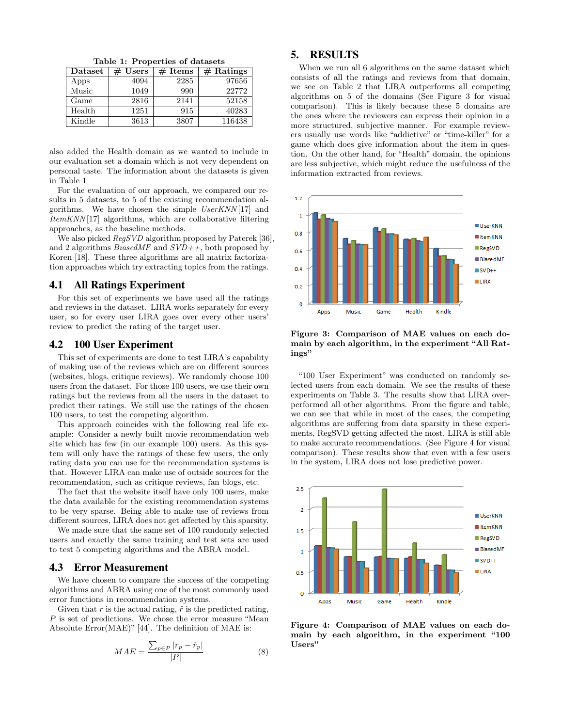**Table 1: Properties of datasets**

| Dataset | # Users | # Items | # Ratings |
|---|---|---|---|
| Apps | 4094 | 2285 | 97656 |
| Music | 1049 | 990 | 22772 |
| Game | 2816 | 2141 | 52158 |
| Health | 1251 | 915 | 40283 |
| Kindle | 3613 | 3807 | 116438 |

also added the Health domain as we wanted to include in our evaluation set a domain which is not very dependent on personal taste. The information about the datasets is given in Table 1

For the evaluation of our approach, we compared our results in 5 datasets, to 5 of the existing recommendation algorithms. We have chosen the simple *UserKNN*[17] and *ItemKNN*[17] algorithms, which are collaborative filtering approaches, as the baseline methods.

We also picked *RegSVD* algorithm proposed by Paterek [36], and 2 algorithms *BiasedMF* and *SVD++*, both proposed by Koren [18]. These three algorithms are all matrix factorization approaches which try extracting topics from the ratings.

## 4.1 All Ratings Experiment

For this set of experiments we have used all the ratings and reviews in the dataset. LIRA works separately for every user, so for every user LIRA goes over every other users' review to predict the rating of the target user.

## 4.2 100 User Experiment

This set of experiments are done to test LIRA's capability of making use of the reviews which are on different sources (websites, blogs, critique reviews). We randomly choose 100 users from the dataset. For those 100 users, we use their own ratings but the reviews from all the users in the dataset to predict their ratings. We still use the ratings of the chosen 100 users, to test the competing algorithm.

This approach coincides with the following real life example: Consider a newly built movie recommendation web site which has few (in our example 100) users. As this system will only have the ratings of these few users, the only rating data you can use for the recommendation systems is that. However LIRA can make use of outside sources for the recommendation, such as critique reviews, fan blogs, etc.

The fact that the website itself have only 100 users, make the data available for the existing recommendation systems to be very sparse. Being able to make use of reviews from different sources, LIRA does not get affected by this sparsity.

We made sure that the same set of 100 randomly selected users and exactly the same training and test sets are used to test 5 competing algorithms and the ABRA model.

## 4.3 Error Measurement

We have chosen to compare the success of the competing algorithms and ABRA using one of the most commonly used error functions in recommendation systems.

Given that $r$ is the actual rating, $\hat{r}$ is the predicted rating, $P$ is set of predictions. We chose the error measure "Mean Absolute Error(MAE)" [44]. The definition of MAE is:

$$MAE = \frac{\sum_{p \in P} |r_p - \hat{r}_p|}{|P|} \tag{8}$$

# 5. RESULTS

When we run all 6 algorithms on the same dataset which consists of all the ratings and reviews from that domain, we see on Table 2 that LIRA outperforms all competing algorithms on 5 of the domains (See Figure 3 for visual comparison). This is likely because these 5 domains are the ones where the reviewers can express their opinion in a more structured, subjective manner. For example reviewers usually use words like "addictive" or "time-killer" for a game which does give information about the item in question. On the other hand, for "Health" domain, the opinions are less subjective, which might reduce the usefulness of the information extracted from reviews.

**Figure 3: Comparison of MAE values on each domain by each algorithm, in the experiment "All Ratings"**

"100 User Experiment" was conducted on randomly selected users from each domain. We see the results of these experiments on Table 3. The results show that LIRA overperformed all other algorithms. From the figure and table, we can see that while in most of the cases, the competing algorithms are suffering from data sparsity in these experiments, RegSVD getting affected the most, LIRA is still able to make accurate recommendations. (See Figure 4 for visual comparison). These results show that even with a few users in the system, LIRA does not lose predictive power.

**Figure 4: Comparison of MAE values on each domain by each algorithm, in the experiment "100 Users"**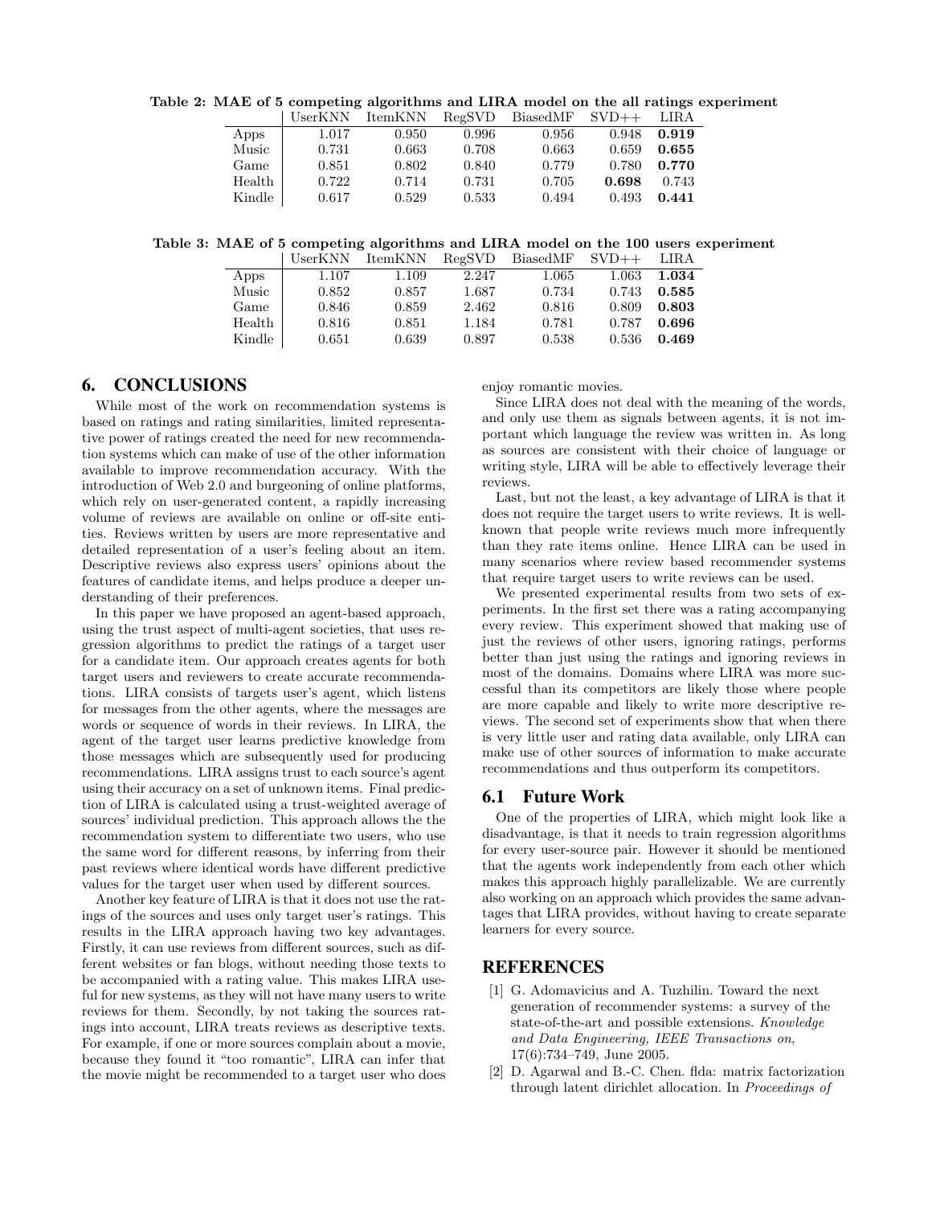**Table 2: MAE of 5 competing algorithms and LIRA model on the all ratings experiment**

| | UserKNN | ItemKNN | RegSVD | BiasedMF | SVD++ | LIRA |
|---|---|---|---|---|---|---|
| Apps | 1.017 | 0.950 | 0.996 | 0.956 | 0.948 | **0.919** |
| Music | 0.731 | 0.663 | 0.708 | 0.663 | 0.659 | **0.655** |
| Game | 0.851 | 0.802 | 0.840 | 0.779 | 0.780 | **0.770** |
| Health | 0.722 | 0.714 | 0.731 | 0.705 | **0.698** | 0.743 |
| Kindle | 0.617 | 0.529 | 0.533 | 0.494 | 0.493 | **0.441** |

**Table 3: MAE of 5 competing algorithms and LIRA model on the 100 users experiment**

| | UserKNN | ItemKNN | RegSVD | BiasedMF | SVD++ | LIRA |
|---|---|---|---|---|---|---|
| Apps | 1.107 | 1.109 | 2.247 | 1.065 | 1.063 | **1.034** |
| Music | 0.852 | 0.857 | 1.687 | 0.734 | 0.743 | **0.585** |
| Game | 0.846 | 0.859 | 2.462 | 0.816 | 0.809 | **0.803** |
| Health | 0.816 | 0.851 | 1.184 | 0.781 | 0.787 | **0.696** |
| Kindle | 0.651 | 0.639 | 0.897 | 0.538 | 0.536 | **0.469** |

## 6. CONCLUSIONS

While most of the work on recommendation systems is based on ratings and rating similarities, limited representative power of ratings created the need for new recommendation systems which can make of use of the other information available to improve recommendation accuracy. With the introduction of Web 2.0 and burgeoning of online platforms, which rely on user-generated content, a rapidly increasing volume of reviews are available on online or off-site entities. Reviews written by users are more representative and detailed representation of a user's feeling about an item. Descriptive reviews also express users' opinions about the features of candidate items, and helps produce a deeper understanding of their preferences.

In this paper we have proposed an agent-based approach, using the trust aspect of multi-agent societies, that uses regression algorithms to predict the ratings of a target user for a candidate item. Our approach creates agents for both target users and reviewers to create accurate recommendations. LIRA consists of targets user's agent, which listens for messages from the other agents, where the messages are words or sequence of words in their reviews. In LIRA, the agent of the target user learns predictive knowledge from those messages which are subsequently used for producing recommendations. LIRA assigns trust to each source's agent using their accuracy on a set of unknown items. Final prediction of LIRA is calculated using a trust-weighted average of sources' individual prediction. This approach allows the the recommendation system to differentiate two users, who use the same word for different reasons, by inferring from their past reviews where identical words have different predictive values for the target user when used by different sources.

Another key feature of LIRA is that it does not use the ratings of the sources and uses only target user's ratings. This results in the LIRA approach having two key advantages. Firstly, it can use reviews from different sources, such as different websites or fan blogs, without needing those texts to be accompanied with a rating value. This makes LIRA useful for new systems, as they will not have many users to write reviews for them. Secondly, by not taking the sources ratings into account, LIRA treats reviews as descriptive texts. For example, if one or more sources complain about a movie, because they found it "too romantic", LIRA can infer that the movie might be recommended to a target user who does enjoy romantic movies.

Since LIRA does not deal with the meaning of the words, and only use them as signals between agents, it is not important which language the review was written in. As long as sources are consistent with their choice of language or writing style, LIRA will be able to effectively leverage their reviews.

Last, but not the least, a key advantage of LIRA is that it does not require the target users to write reviews. It is well-known that people write reviews much more infrequently than they rate items online. Hence LIRA can be used in many scenarios where review based recommender systems that require target users to write reviews can be used.

We presented experimental results from two sets of experiments. In the first set there was a rating accompanying every review. This experiment showed that making use of just the reviews of other users, ignoring ratings, performs better than just using the ratings and ignoring reviews in most of the domains. Domains where LIRA was more successful than its competitors are likely those where people are more capable and likely to write more descriptive reviews. The second set of experiments show that when there is very little user and rating data available, only LIRA can make use of other sources of information to make accurate recommendations and thus outperform its competitors.

### 6.1 Future Work

One of the properties of LIRA, which might look like a disadvantage, is that it needs to train regression algorithms for every user-source pair. However it should be mentioned that the agents work independently from each other which makes this approach highly parallelizable. We are currently also working on an approach which provides the same advantages that LIRA provides, without having to create separate learners for every source.

## REFERENCES

[1] G. Adomavicius and A. Tuzhilin. Toward the next generation of recommender systems: a survey of the state-of-the-art and possible extensions. *Knowledge and Data Engineering, IEEE Transactions on*, 17(6):734–749, June 2005.

[2] D. Agarwal and B.-C. Chen. flda: matrix factorization through latent dirichlet allocation. In *Proceedings of*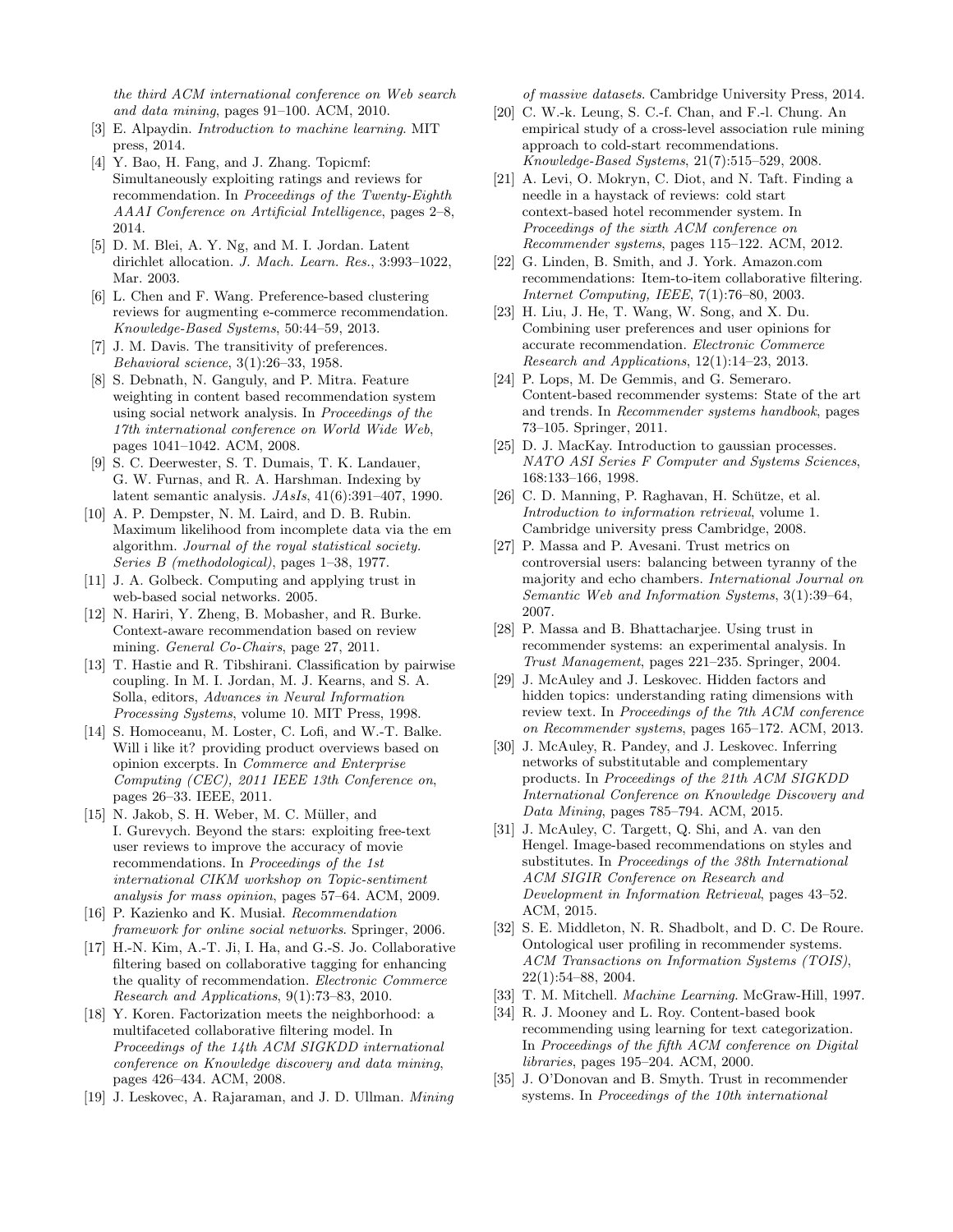*the third ACM international conference on Web search and data mining*, pages 91–100. ACM, 2010.

[3] E. Alpaydin. *Introduction to machine learning*. MIT press, 2014.

[4] Y. Bao, H. Fang, and J. Zhang. Topicmf: Simultaneously exploiting ratings and reviews for recommendation. In *Proceedings of the Twenty-Eighth AAAI Conference on Artificial Intelligence*, pages 2–8, 2014.

[5] D. M. Blei, A. Y. Ng, and M. I. Jordan. Latent dirichlet allocation. *J. Mach. Learn. Res.*, 3:993–1022, Mar. 2003.

[6] L. Chen and F. Wang. Preference-based clustering reviews for augmenting e-commerce recommendation. *Knowledge-Based Systems*, 50:44–59, 2013.

[7] J. M. Davis. The transitivity of preferences. *Behavioral science*, 3(1):26–33, 1958.

[8] S. Debnath, N. Ganguly, and P. Mitra. Feature weighting in content based recommendation system using social network analysis. In *Proceedings of the 17th international conference on World Wide Web*, pages 1041–1042. ACM, 2008.

[9] S. C. Deerwester, S. T. Dumais, T. K. Landauer, G. W. Furnas, and R. A. Harshman. Indexing by latent semantic analysis. *JAsIs*, 41(6):391–407, 1990.

[10] A. P. Dempster, N. M. Laird, and D. B. Rubin. Maximum likelihood from incomplete data via the em algorithm. *Journal of the royal statistical society. Series B (methodological)*, pages 1–38, 1977.

[11] J. A. Golbeck. Computing and applying trust in web-based social networks. 2005.

[12] N. Hariri, Y. Zheng, B. Mobasher, and R. Burke. Context-aware recommendation based on review mining. *General Co-Chairs*, page 27, 2011.

[13] T. Hastie and R. Tibshirani. Classification by pairwise coupling. In M. I. Jordan, M. J. Kearns, and S. A. Solla, editors, *Advances in Neural Information Processing Systems*, volume 10. MIT Press, 1998.

[14] S. Homoceanu, M. Loster, C. Lofi, and W.-T. Balke. Will i like it? providing product overviews based on opinion excerpts. In *Commerce and Enterprise Computing (CEC), 2011 IEEE 13th Conference on*, pages 26–33. IEEE, 2011.

[15] N. Jakob, S. H. Weber, M. C. Müller, and I. Gurevych. Beyond the stars: exploiting free-text user reviews to improve the accuracy of movie recommendations. In *Proceedings of the 1st international CIKM workshop on Topic-sentiment analysis for mass opinion*, pages 57–64. ACM, 2009.

[16] P. Kazienko and K. Musiał. *Recommendation framework for online social networks*. Springer, 2006.

[17] H.-N. Kim, A.-T. Ji, I. Ha, and G.-S. Jo. Collaborative filtering based on collaborative tagging for enhancing the quality of recommendation. *Electronic Commerce Research and Applications*, 9(1):73–83, 2010.

[18] Y. Koren. Factorization meets the neighborhood: a multifaceted collaborative filtering model. In *Proceedings of the 14th ACM SIGKDD international conference on Knowledge discovery and data mining*, pages 426–434. ACM, 2008.

[19] J. Leskovec, A. Rajaraman, and J. D. Ullman. *Mining of massive datasets*. Cambridge University Press, 2014.

[20] C. W.-k. Leung, S. C.-f. Chan, and F.-l. Chung. An empirical study of a cross-level association rule mining approach to cold-start recommendations. *Knowledge-Based Systems*, 21(7):515–529, 2008.

[21] A. Levi, O. Mokryn, C. Diot, and N. Taft. Finding a needle in a haystack of reviews: cold start context-based hotel recommender system. In *Proceedings of the sixth ACM conference on Recommender systems*, pages 115–122. ACM, 2012.

[22] G. Linden, B. Smith, and J. York. Amazon.com recommendations: Item-to-item collaborative filtering. *Internet Computing, IEEE*, 7(1):76–80, 2003.

[23] H. Liu, J. He, T. Wang, W. Song, and X. Du. Combining user preferences and user opinions for accurate recommendation. *Electronic Commerce Research and Applications*, 12(1):14–23, 2013.

[24] P. Lops, M. De Gemmis, and G. Semeraro. Content-based recommender systems: State of the art and trends. In *Recommender systems handbook*, pages 73–105. Springer, 2011.

[25] D. J. MacKay. Introduction to gaussian processes. *NATO ASI Series F Computer and Systems Sciences*, 168:133–166, 1998.

[26] C. D. Manning, P. Raghavan, H. Schütze, et al. *Introduction to information retrieval*, volume 1. Cambridge university press Cambridge, 2008.

[27] P. Massa and P. Avesani. Trust metrics on controversial users: balancing between tyranny of the majority and echo chambers. *International Journal on Semantic Web and Information Systems*, 3(1):39–64, 2007.

[28] P. Massa and B. Bhattacharjee. Using trust in recommender systems: an experimental analysis. In *Trust Management*, pages 221–235. Springer, 2004.

[29] J. McAuley and J. Leskovec. Hidden factors and hidden topics: understanding rating dimensions with review text. In *Proceedings of the 7th ACM conference on Recommender systems*, pages 165–172. ACM, 2013.

[30] J. McAuley, R. Pandey, and J. Leskovec. Inferring networks of substitutable and complementary products. In *Proceedings of the 21th ACM SIGKDD International Conference on Knowledge Discovery and Data Mining*, pages 785–794. ACM, 2015.

[31] J. McAuley, C. Targett, Q. Shi, and A. van den Hengel. Image-based recommendations on styles and substitutes. In *Proceedings of the 38th International ACM SIGIR Conference on Research and Development in Information Retrieval*, pages 43–52. ACM, 2015.

[32] S. E. Middleton, N. R. Shadbolt, and D. C. De Roure. Ontological user profiling in recommender systems. *ACM Transactions on Information Systems (TOIS)*, 22(1):54–88, 2004.

[33] T. M. Mitchell. *Machine Learning*. McGraw-Hill, 1997.

[34] R. J. Mooney and L. Roy. Content-based book recommending using learning for text categorization. In *Proceedings of the fifth ACM conference on Digital libraries*, pages 195–204. ACM, 2000.

[35] J. O'Donovan and B. Smyth. Trust in recommender systems. In *Proceedings of the 10th international*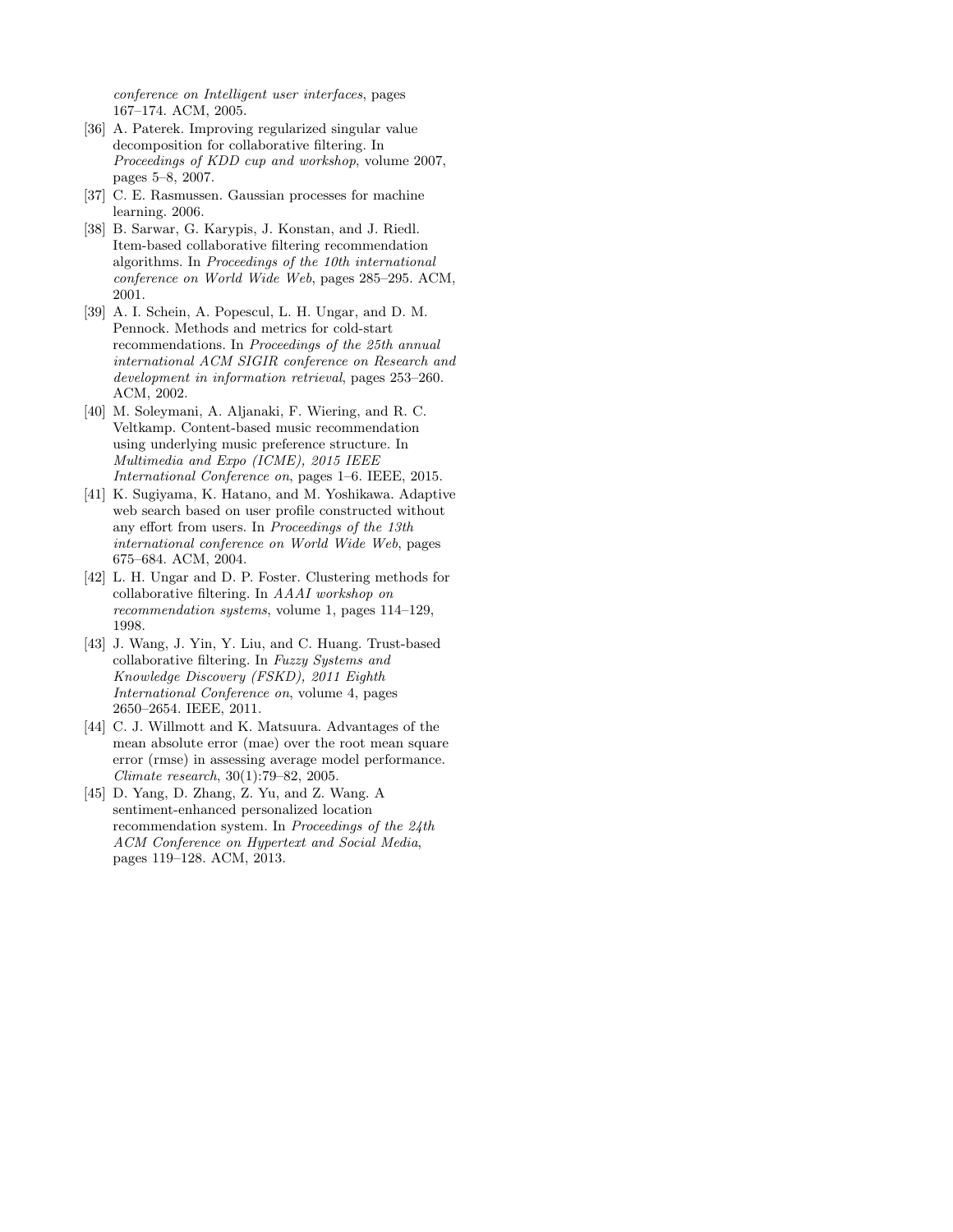*conference on Intelligent user interfaces*, pages 167–174. ACM, 2005.

- [36] A. Paterek. Improving regularized singular value decomposition for collaborative filtering. In *Proceedings of KDD cup and workshop*, volume 2007, pages 5–8, 2007.
- [37] C. E. Rasmussen. Gaussian processes for machine learning. 2006.
- [38] B. Sarwar, G. Karypis, J. Konstan, and J. Riedl. Item-based collaborative filtering recommendation algorithms. In *Proceedings of the 10th international conference on World Wide Web*, pages 285–295. ACM, 2001.
- [39] A. I. Schein, A. Popescul, L. H. Ungar, and D. M. Pennock. Methods and metrics for cold-start recommendations. In *Proceedings of the 25th annual international ACM SIGIR conference on Research and development in information retrieval*, pages 253–260. ACM, 2002.
- [40] M. Soleymani, A. Aljanaki, F. Wiering, and R. C. Veltkamp. Content-based music recommendation using underlying music preference structure. In *Multimedia and Expo (ICME), 2015 IEEE International Conference on*, pages 1–6. IEEE, 2015.
- [41] K. Sugiyama, K. Hatano, and M. Yoshikawa. Adaptive web search based on user profile constructed without any effort from users. In *Proceedings of the 13th international conference on World Wide Web*, pages 675–684. ACM, 2004.
- [42] L. H. Ungar and D. P. Foster. Clustering methods for collaborative filtering. In *AAAI workshop on recommendation systems*, volume 1, pages 114–129, 1998.
- [43] J. Wang, J. Yin, Y. Liu, and C. Huang. Trust-based collaborative filtering. In *Fuzzy Systems and Knowledge Discovery (FSKD), 2011 Eighth International Conference on*, volume 4, pages 2650–2654. IEEE, 2011.
- [44] C. J. Willmott and K. Matsuura. Advantages of the mean absolute error (mae) over the root mean square error (rmse) in assessing average model performance. *Climate research*, 30(1):79–82, 2005.
- [45] D. Yang, D. Zhang, Z. Yu, and Z. Wang. A sentiment-enhanced personalized location recommendation system. In *Proceedings of the 24th ACM Conference on Hypertext and Social Media*, pages 119–128. ACM, 2013.